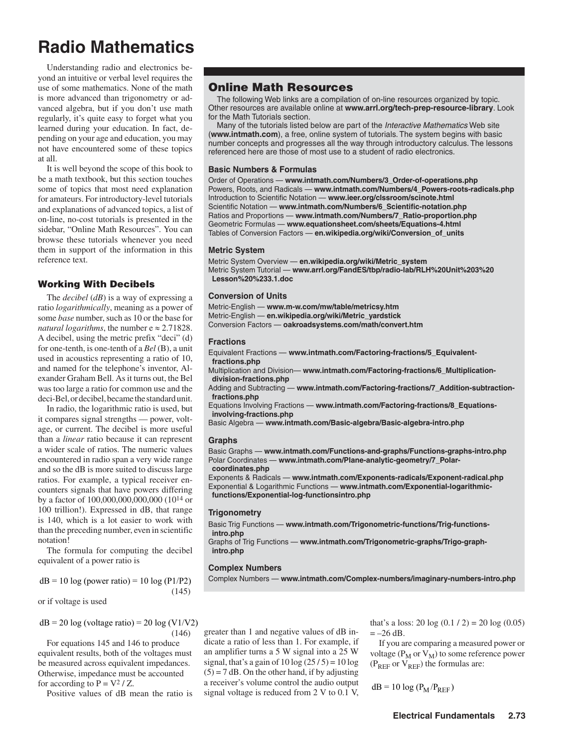# Radio Mathematics

Understanding radio and electronics beyond an intuitive or verbal level requires the use of some mathematics. None of the math is more advanced than trigonometry or advanced algebra, but if you don't use math regularly, it's quite easy to forget what you learned during your education. In fact, depending on your age and education, you may not have encountered some of these topics at all.

It is well beyond the scope of this book to be a math textbook, but this section touches some of topics that most need explanation for amateurs. For introductory-level tutorials and explanations of advanced topics, a list of on-line, no-cost tutorials is presented in the sidebar, "Online Math Resources". You can browse these tutorials whenever you need them in support of the information in this reference text.

## Online Math Resources

The following Web links are a compilation of on-line resources organized by topic. Other resources are available online at **www.arrl.org/tech-prep-resource-library**. Look for the Math Tutorials section.

Many of the tutorials listed below are part of the *Interactive Mathematics* Web site (**www.intmath.com**), a free, online system of tutorials. The system begins with basic number concepts and progresses all the way through introductory calculus. The lessons referenced here are those of most use to a student of radio electronics.

### Basic Numbers & Formulas

Order of Operations — **www.intmath.com/Numbers/3_Order-of-operations.php**
Powers, Roots, and Radicals — **www.intmath.com/Numbers/4_Powers-roots-radicals.php**
Introduction to Scientific Notation — **www.ieer.org/clssroom/scinote.html**
Scientific Notation — **www.intmath.com/Numbers/6_Scientific-notation.php**
Ratios and Proportions — **www.intmath.com/Numbers/7_Ratio-proportion.php**
Geometric Formulas — **www.equationsheet.com/sheets/Equations-4.html**
Tables of Conversion Factors — **en.wikipedia.org/wiki/Conversion_of_units**

### Metric System

Metric System Overview — **en.wikipedia.org/wiki/Metric_system**
Metric System Tutorial — **www.arrl.org/FandES/tbp/radio-lab/RLH%20Unit%203%20Lesson%20%233.1.doc**

### Conversion of Units

Metric-English — **www.m-w.com/mw/table/metricsy.htm**
Metric-English — **en.wikipedia.org/wiki/Metric_yardstick**
Conversion Factors — **oakroadsystems.com/math/convert.htm**

### Fractions

Equivalent Fractions — **www.intmath.com/Factoring-fractions/5_Equivalent-fractions.php**
Multiplication and Division— **www.intmath.com/Factoring-fractions/6_Multiplication-division-fractions.php**
Adding and Subtracting — **www.intmath.com/Factoring-fractions/7_Addition-subtraction-fractions.php**
Equations Involving Fractions — **www.intmath.com/Factoring-fractions/8_Equations-involving-fractions.php**
Basic Algebra — **www.intmath.com/Basic-algebra/Basic-algebra-intro.php**

### Graphs

Basic Graphs — **www.intmath.com/Functions-and-graphs/Functions-graphs-intro.php**
Polar Coordinates — **www.intmath.com/Plane-analytic-geometry/7_Polar-coordinates.php**
Exponents & Radicals — **www.intmath.com/Exponents-radicals/Exponent-radical.php**
Exponential & Logarithmic Functions — **www.intmath.com/Exponential-logarithmic-functions/Exponential-log-functionsintro.php**

### Trigonometry

Basic Trig Functions — **www.intmath.com/Trigonometric-functions/Trig-functions-intro.php**
Graphs of Trig Functions — **www.intmath.com/Trigonometric-graphs/Trigo-graph-intro.php**

### Complex Numbers

Complex Numbers — **www.intmath.com/Complex-numbers/imaginary-numbers-intro.php**

## Working With Decibels

The *decibel* (*dB*) is a way of expressing a ratio *logarithmically*, meaning as a power of some *base* number, such as 10 or the base for *natural logarithms*, the number $e \approx 2.71828$. A decibel, using the metric prefix "deci" (d) for one-tenth, is one-tenth of a *Bel* (B), a unit used in acoustics representing a ratio of 10, and named for the telephone's inventor, Alexander Graham Bell. As it turns out, the Bel was too large a ratio for common use and the deci-Bel, or decibel, became the standard unit.

In radio, the logarithmic ratio is used, but it compares signal strengths — power, voltage, or current. The decibel is more useful than a *linear* ratio because it can represent a wider scale of ratios. The numeric values encountered in radio span a very wide range and so the dB is more suited to discuss large ratios. For example, a typical receiver encounters signals that have powers differing by a factor of 100,000,000,000,000 ($10^{14}$ or 100 trillion!). Expressed in dB, that range is 140, which is a lot easier to work with than the preceding number, even in scientific notation!

The formula for computing the decibel equivalent of a power ratio is

$$\text{dB} = 10 \log (\text{power ratio}) = 10 \log (P1/P2) \quad (145)$$

or if voltage is used

$$\text{dB} = 20 \log (\text{voltage ratio}) = 20 \log (V1/V2) \quad (146)$$

For equations 145 and 146 to produce equivalent results, both of the voltages must be measured across equivalent impedances. Otherwise, impedance must be accounted for according to $P = V^2 / Z$.

Positive values of dB mean the ratio is greater than 1 and negative values of dB indicate a ratio of less than 1. For example, if an amplifier turns a 5 W signal into a 25 W signal, that's a gain of $10 \log (25 / 5) = 10 \log (5) = 7$ dB. On the other hand, if by adjusting a receiver's volume control the audio output signal voltage is reduced from 2 V to 0.1 V, that's a loss: $20 \log (0.1 / 2) = 20 \log (0.05) = -26$ dB.

If you are comparing a measured power or voltage ($P_M$ or $V_M$) to some reference power ($P_{REF}$ or $V_{REF}$) the formulas are:

$$\text{dB} = 10 \log (P_M / P_{REF})$$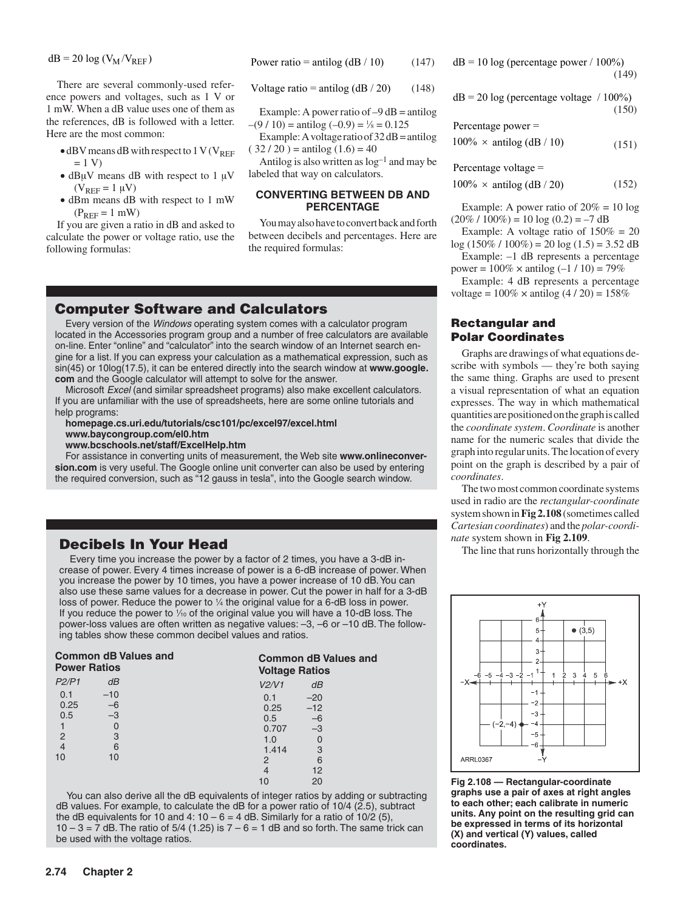$$dB = 20 \log (V_M / V_{REF})$$

There are several commonly-used reference powers and voltages, such as 1 V or 1 mW. When a dB value uses one of them as the references, dB is followed with a letter. Here are the most common:

- dBV means dB with respect to 1 V ($V_{REF} = 1$ V)
- dBμV means dB with respect to 1 μV ($V_{REF} = 1$ μV)
- dBm means dB with respect to 1 mW ($P_{REF} = 1$ mW)

If you are given a ratio in dB and asked to calculate the power or voltage ratio, use the following formulas:

$$\text{Power ratio} = \text{antilog} (dB / 10) \quad (147)$$

$$\text{Voltage ratio} = \text{antilog} (dB / 20) \quad (148)$$

Example: A power ratio of –9 dB = antilog –(9 / 10) = antilog (–0.9) = ⅛ = 0.125

Example: A voltage ratio of 32 dB = antilog ( 32 / 20 ) = antilog (1.6) = 40

Antilog is also written as $\log^{-1}$ and may be labeled that way on calculators.

### CONVERTING BETWEEN DB AND PERCENTAGE

You may also have to convert back and forth between decibels and percentages. Here are the required formulas:

$$dB = 10 \log (\text{percentage power} / 100\%) \quad (149)$$

$$dB = 20 \log (\text{percentage voltage} / 100\%) \quad (150)$$

$$\text{Percentage power} = 100\% \times \text{antilog} (dB / 10) \quad (151)$$

$$\text{Percentage voltage} = 100\% \times \text{antilog} (dB / 20) \quad (152)$$

Example: A power ratio of 20% = 10 log (20% / 100%) = 10 log (0.2) = –7 dB

Example: A voltage ratio of 150% = 20 log (150% / 100%) = 20 log (1.5) = 3.52 dB

Example: –1 dB represents a percentage power = 100% × antilog (–1 / 10) = 79%

Example: 4 dB represents a percentage voltage = 100% × antilog (4 / 20) = 158%

## Rectangular and Polar Coordinates

Graphs are drawings of what equations describe with symbols — they're both saying the same thing. Graphs are used to present a visual representation of what an equation expresses. The way in which mathematical quantities are positioned on the graph is called the *coordinate system*. *Coordinate* is another name for the numeric scales that divide the graph into regular units. The location of every point on the graph is described by a pair of *coordinates*.

The two most common coordinate systems used in radio are the *rectangular-coordinate* system shown in **Fig 2.108** (sometimes called *Cartesian coordinates*) and the *polar-coordinate* system shown in **Fig 2.109**.

The line that runs horizontally through the

**Fig 2.108 — Rectangular-coordinate graphs use a pair of axes at right angles to each other; each calibrate in numeric units. Any point on the resulting grid can be expressed in terms of its horizontal (X) and vertical (Y) values, called coordinates.**

## Computer Software and Calculators

Every version of the *Windows* operating system comes with a calculator program located in the Accessories program group and a number of free calculators are available on-line. Enter "online" and "calculator" into the search window of an Internet search engine for a list. If you can express your calculation as a mathematical expression, such as sin(45) or 10log(17.5), it can be entered directly into the search window at **www.google.com** and the Google calculator will attempt to solve for the answer.

Microsoft *Excel* (and similar spreadsheet programs) also make excellent calculators. If you are unfamiliar with the use of spreadsheets, here are some online tutorials and help programs:

**homepage.cs.uri.edu/tutorials/csc101/pc/excel97/excel.html**
**www.baycongroup.com/el0.htm**
**www.bcschools.net/staff/ExcelHelp.htm**

For assistance in converting units of measurement, the Web site **www.onlineconversion.com** is very useful. The Google online unit converter can also be used by entering the required conversion, such as "12 gauss in tesla", into the Google search window.

## Decibels In Your Head

Every time you increase the power by a factor of 2 times, you have a 3-dB increase of power. Every 4 times increase of power is a 6-dB increase of power. When you increase the power by 10 times, you have a power increase of 10 dB. You can also use these same values for a decrease in power. Cut the power in half for a 3-dB loss of power. Reduce the power to ¼ the original value for a 6-dB loss in power. If you reduce the power to ⅒ of the original value you will have a 10-dB loss. The power-loss values are often written as negative values: –3, –6 or –10 dB. The following tables show these common decibel values and ratios.

**Common dB Values and Power Ratios**

| *P2/P1* | *dB* |
|---|---|
| 0.1 | –10 |
| 0.25 | –6 |
| 0.5 | –3 |
| 1 | 0 |
| 2 | 3 |
| 4 | 6 |
| 10 | 10 |

**Common dB Values and Voltage Ratios**

| *V2/V1* | *dB* |
|---|---|
| 0.1 | –20 |
| 0.25 | –12 |
| 0.5 | –6 |
| 0.707 | –3 |
| 1.0 | 0 |
| 1.414 | 3 |
| 2 | 6 |
| 4 | 12 |
| 10 | 20 |

You can also derive all the dB equivalents of integer ratios by adding or subtracting dB values. For example, to calculate the dB for a power ratio of 10/4 (2.5), subtract the dB equivalents for 10 and 4: 10 – 6 = 4 dB. Similarly for a ratio of 10/2 (5), 10 – 3 = 7 dB. The ratio of 5/4 (1.25) is 7 – 6 = 1 dB and so forth. The same trick can be used with the voltage ratios.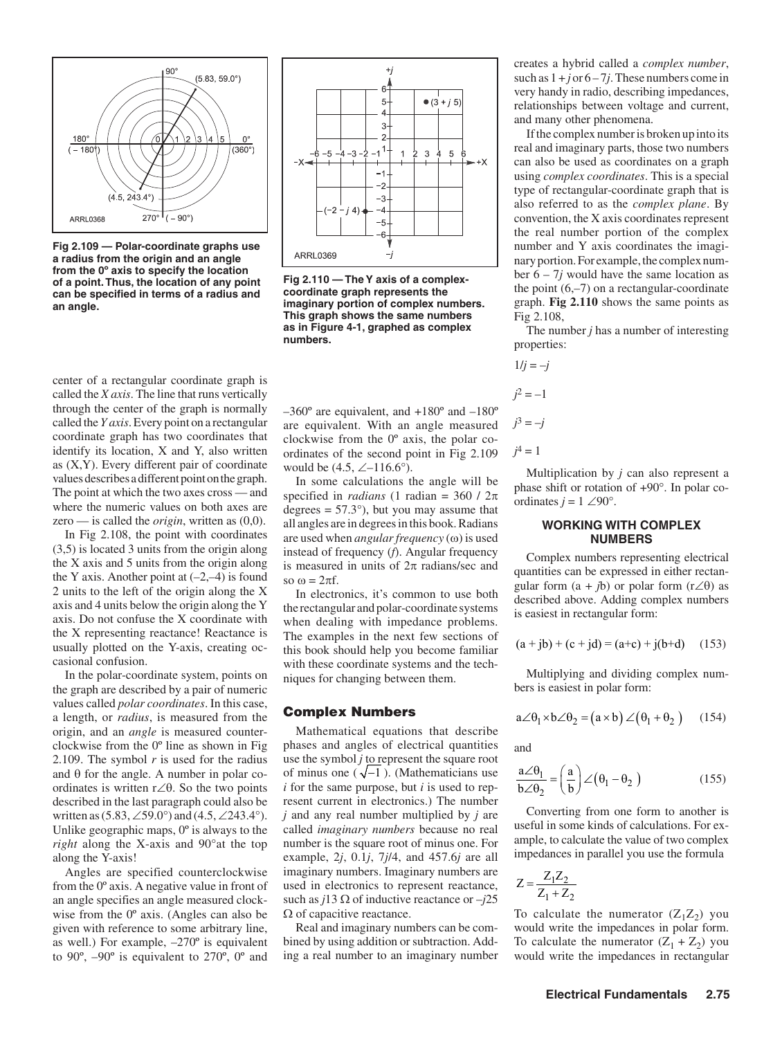Fig 2.109 — Polar-coordinate graphs use a radius from the origin and an angle from the 0° axis to specify the location of a point. Thus, the location of any point can be specified in terms of a radius and an angle.

Fig 2.110 — The Y axis of a complex-coordinate graph represents the imaginary portion of complex numbers. This graph shows the same numbers as in Figure 4-1, graphed as complex numbers.

center of a rectangular coordinate graph is called the *X axis*. The line that runs vertically through the center of the graph is normally called the *Y axis*. Every point on a rectangular coordinate graph has two coordinates that identify its location, X and Y, also written as (X,Y). Every different pair of coordinate values describes a different point on the graph. The point at which the two axes cross — and where the numeric values on both axes are zero — is called the *origin*, written as (0,0).

In Fig 2.108, the point with coordinates (3,5) is located 3 units from the origin along the X axis and 5 units from the origin along the Y axis. Another point at (–2,–4) is found 2 units to the left of the origin along the X axis and 4 units below the origin along the Y axis. Do not confuse the X coordinate with the X representing reactance! Reactance is usually plotted on the Y-axis, creating occasional confusion.

In the polar-coordinate system, points on the graph are described by a pair of numeric values called *polar coordinates*. In this case, a length, or *radius*, is measured from the origin, and an *angle* is measured counter-clockwise from the 0º line as shown in Fig 2.109. The symbol *r* is used for the radius and θ for the angle. A number in polar coordinates is written $r\angle\theta$. So the two points described in the last paragraph could also be written as $(5.83, \angle 59.0°)$ and $(4.5, \angle 243.4°)$. Unlike geographic maps, 0º is always to the *right* along the X-axis and 90°at the top along the Y-axis!

Angles are specified counterclockwise from the 0º axis. A negative value in front of an angle specifies an angle measured clockwise from the 0º axis. (Angles can also be given with reference to some arbitrary line, as well.) For example, –270º is equivalent to 90º, –90º is equivalent to 270º, 0º and –360º are equivalent, and +180º and –180º are equivalent. With an angle measured clockwise from the 0º axis, the polar coordinates of the second point in Fig 2.109 would be $(4.5, \angle -116.6°)$.

In some calculations the angle will be specified in *radians* (1 radian = 360 / $2\pi$ degrees = 57.3°), but you may assume that all angles are in degrees in this book. Radians are used when *angular frequency* (ω) is used instead of frequency (*f*). Angular frequency is measured in units of $2\pi$ radians/sec and so $\omega = 2\pi f$.

In electronics, it's common to use both the rectangular and polar-coordinate systems when dealing with impedance problems. The examples in the next few sections of this book should help you become familiar with these coordinate systems and the techniques for changing between them.

## Complex Numbers

Mathematical equations that describe phases and angles of electrical quantities use the symbol *j* to represent the square root of minus one ($\sqrt{-1}$). (Mathematicians use *i* for the same purpose, but *i* is used to represent current in electronics.) The number *j* and any real number multiplied by *j* are called *imaginary numbers* because no real number is the square root of minus one. For example, $2j$, $0.1j$, $7j/4$, and $457.6j$ are all imaginary numbers. Imaginary numbers are used in electronics to represent reactance, such as $j13\ \Omega$ of inductive reactance or $-j25\ \Omega$ of capacitive reactance.

Real and imaginary numbers can be combined by using addition or subtraction. Adding a real number to an imaginary number creates a hybrid called a *complex number*, such as $1 + j$ or $6 - 7j$. These numbers come in very handy in radio, describing impedances, relationships between voltage and current, and many other phenomena.

If the complex number is broken up into its real and imaginary parts, those two numbers can also be used as coordinates on a graph using *complex coordinates*. This is a special type of rectangular-coordinate graph that is also referred to as the *complex plane*. By convention, the X axis coordinates represent the real number portion of the complex number and Y axis coordinates the imaginary portion. For example, the complex number $6 - 7j$ would have the same location as the point (6,–7) on a rectangular-coordinate graph. **Fig 2.110** shows the same points as Fig 2.108,

The number *j* has a number of interesting properties:

$1/j = -j$

$j^2 = -1$

$j^3 = -j$

$j^4 = 1$

Multiplication by *j* can also represent a phase shift or rotation of +90°. In polar coordinates $j = 1 \angle 90°$.

### WORKING WITH COMPLEX NUMBERS

Complex numbers representing electrical quantities can be expressed in either rectangular form ($a + jb$) or polar form ($r\angle\theta$) as described above. Adding complex numbers is easiest in rectangular form:

$$(a + jb) + (c + jd) = (a+c) + j(b+d) \qquad (153)$$

Multiplying and dividing complex numbers is easiest in polar form:

$$a\angle\theta_1 \times b\angle\theta_2 = (a \times b)\angle(\theta_1 + \theta_2) \qquad (154)$$

and

$$\frac{a\angle\theta_1}{b\angle\theta_2} = \left(\frac{a}{b}\right)\angle(\theta_1 - \theta_2) \qquad (155)$$

Converting from one form to another is useful in some kinds of calculations. For example, to calculate the value of two complex impedances in parallel you use the formula

$$Z = \frac{Z_1 Z_2}{Z_1 + Z_2}$$

To calculate the numerator ($Z_1 Z_2$) you would write the impedances in polar form. To calculate the numerator ($Z_1 + Z_2$) you would write the impedances in rectangular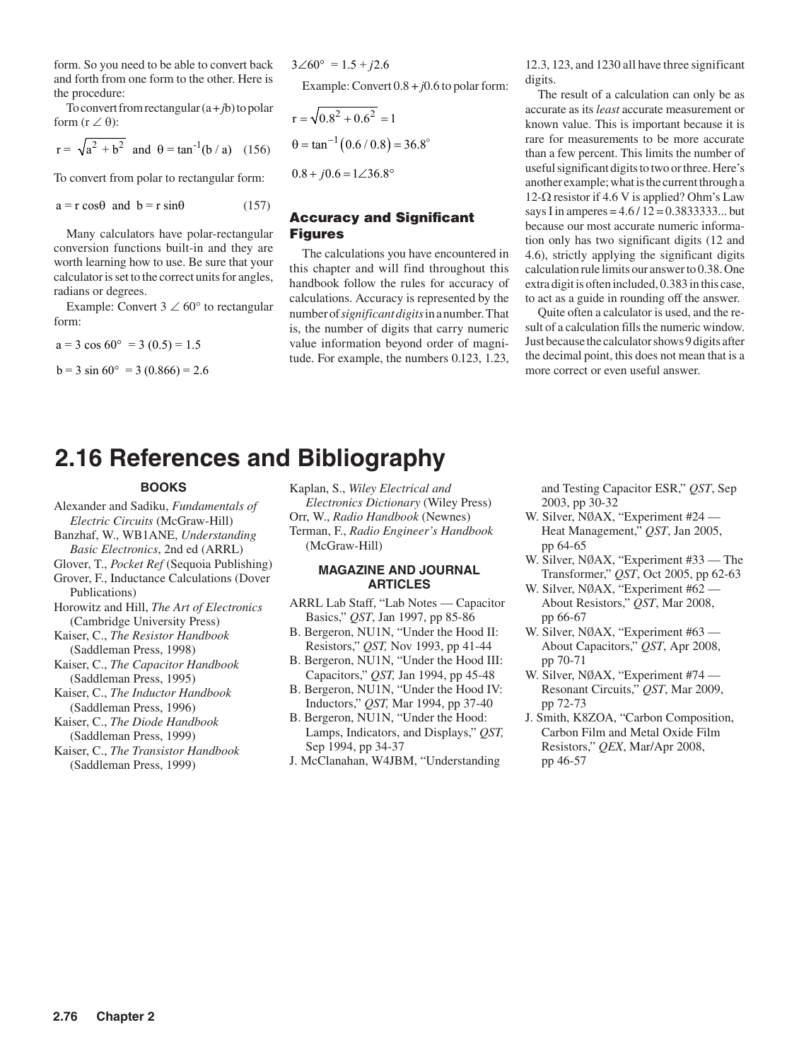form. So you need to be able to convert back and forth from one form to the other. Here is the procedure:

To convert from rectangular ($a + jb$) to polar form ($r \angle \theta$):

$$r = \sqrt{a^2 + b^2} \text{ and } \theta = \tan^{-1}(b / a) \quad (156)$$

To convert from polar to rectangular form:

$$a = r \cos\theta \text{ and } b = r \sin\theta \quad (157)$$

Many calculators have polar-rectangular conversion functions built-in and they are worth learning how to use. Be sure that your calculator is set to the correct units for angles, radians or degrees.

Example: Convert $3 \angle 60°$ to rectangular form:

$$a = 3 \cos 60° = 3\ (0.5) = 1.5$$

$$b = 3 \sin 60° = 3\ (0.866) = 2.6$$

$$3\angle 60° = 1.5 + j2.6$$

Example: Convert $0.8 + j0.6$ to polar form:

$$r = \sqrt{0.8^2 + 0.6^2} = 1$$

$$\theta = \tan^{-1}(0.6 / 0.8) = 36.8°$$

$$0.8 + j0.6 = 1\angle 36.8°$$

### Accuracy and Significant Figures

The calculations you have encountered in this chapter and will find throughout this handbook follow the rules for accuracy of calculations. Accuracy is represented by the number of *significant digits* in a number. That is, the number of digits that carry numeric value information beyond order of magnitude. For example, the numbers 0.123, 1.23, 12.3, 123, and 1230 all have three significant digits.

The result of a calculation can only be as accurate as its *least* accurate measurement or known value. This is important because it is rare for measurements to be more accurate than a few percent. This limits the number of useful significant digits to two or three. Here's another example; what is the current through a 12-Ω resistor if 4.6 V is applied? Ohm's Law says I in amperes = 4.6 / 12 = 0.3833333... but because our most accurate numeric information only has two significant digits (12 and 4.6), strictly applying the significant digits calculation rule limits our answer to 0.38. One extra digit is often included, 0.383 in this case, to act as a guide in rounding off the answer.

Quite often a calculator is used, and the result of a calculation fills the numeric window. Just because the calculator shows 9 digits after the decimal point, this does not mean that is a more correct or even useful answer.

## 2.16 References and Bibliography

#### BOOKS

Alexander and Sadiku, *Fundamentals of Electric Circuits* (McGraw-Hill)

Banzhaf, W., WB1ANE, *Understanding Basic Electronics*, 2nd ed (ARRL)

Glover, T., *Pocket Ref* (Sequoia Publishing)

Grover, F., Inductance Calculations (Dover Publications)

Horowitz and Hill, *The Art of Electronics* (Cambridge University Press)

Kaiser, C., *The Resistor Handbook* (Saddleman Press, 1998)

Kaiser, C., *The Capacitor Handbook* (Saddleman Press, 1995)

Kaiser, C., *The Inductor Handbook* (Saddleman Press, 1996)

Kaiser, C., *The Diode Handbook* (Saddleman Press, 1999)

Kaiser, C., *The Transistor Handbook* (Saddleman Press, 1999)

Kaplan, S., *Wiley Electrical and Electronics Dictionary* (Wiley Press)

Orr, W., *Radio Handbook* (Newnes)

Terman, F., *Radio Engineer's Handbook* (McGraw-Hill)

#### MAGAZINE AND JOURNAL ARTICLES

ARRL Lab Staff, "Lab Notes — Capacitor Basics," *QST*, Jan 1997, pp 85-86

B. Bergeron, NU1N, "Under the Hood II: Resistors," *QST,* Nov 1993, pp 41-44

B. Bergeron, NU1N, "Under the Hood III: Capacitors," *QST,* Jan 1994, pp 45-48

B. Bergeron, NU1N, "Under the Hood IV: Inductors," *QST,* Mar 1994, pp 37-40

B. Bergeron, NU1N, "Under the Hood: Lamps, Indicators, and Displays," *QST,* Sep 1994, pp 34-37

J. McClanahan, W4JBM, "Understanding and Testing Capacitor ESR," *QST*, Sep 2003, pp 30-32

W. Silver, NØAX, "Experiment #24 — Heat Management," *QST*, Jan 2005, pp 64-65

W. Silver, NØAX, "Experiment #33 — The Transformer," *QST*, Oct 2005, pp 62-63

W. Silver, NØAX, "Experiment #62 — About Resistors," *QST*, Mar 2008, pp 66-67

W. Silver, NØAX, "Experiment #63 — About Capacitors," *QST*, Apr 2008, pp 70-71

W. Silver, NØAX, "Experiment #74 — Resonant Circuits," *QST*, Mar 2009, pp 72-73

J. Smith, K8ZOA, "Carbon Composition, Carbon Film and Metal Oxide Film Resistors," *QEX*, Mar/Apr 2008, pp 46-57